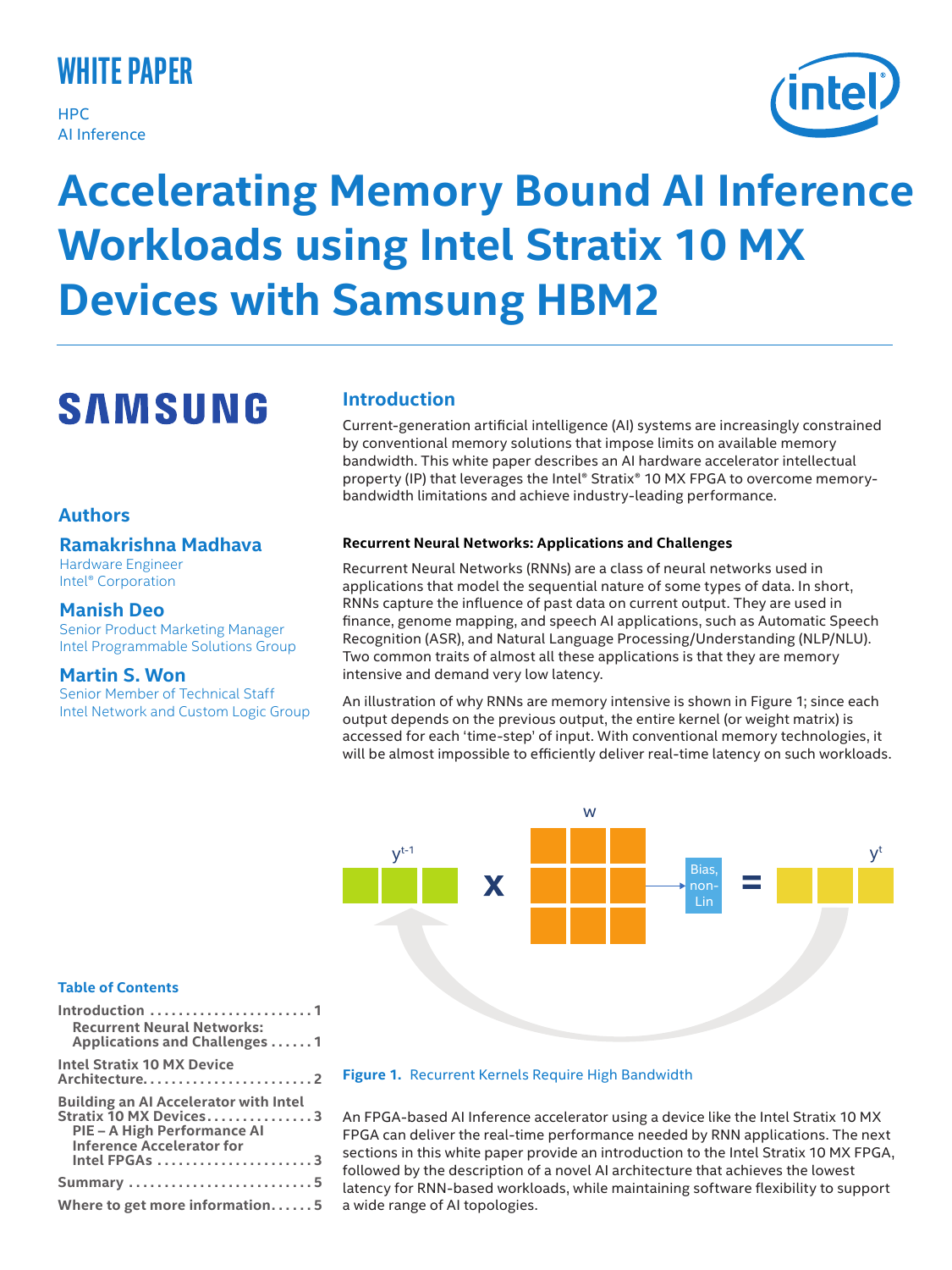WHITE PAPER

HPC
AI Inference

# Accelerating Memory Bound AI Inference Workloads using Intel Stratix 10 MX Devices with Samsung HBM2

SAMSUNG

## Authors

**Ramakrishna Madhava**
Hardware Engineer
Intel® Corporation

**Manish Deo**
Senior Product Marketing Manager
Intel Programmable Solutions Group

**Martin S. Won**
Senior Member of Technical Staff
Intel Network and Custom Logic Group

## Table of Contents

- Introduction . . . . . . . . . . . . . . . . . . . . . . . 1
  - Recurrent Neural Networks: Applications and Challenges . . . . . . 1
- Intel Stratix 10 MX Device Architecture . . . . . . . . . . . . . . . . . . . . . . . 2
- Building an AI Accelerator with Intel Stratix 10 MX Devices . . . . . . . . . . . . . . . 3
  - PIE – A High Performance AI Inference Accelerator for Intel FPGAs . . . . . . . . . . . . . . . . . . . . . 3
- Summary . . . . . . . . . . . . . . . . . . . . . . . . . . 5
- Where to get more information . . . . . . 5

## Introduction

Current-generation artificial intelligence (AI) systems are increasingly constrained by conventional memory solutions that impose limits on available memory bandwidth. This white paper describes an AI hardware accelerator intellectual property (IP) that leverages the Intel® Stratix® 10 MX FPGA to overcome memory-bandwidth limitations and achieve industry-leading performance.

### Recurrent Neural Networks: Applications and Challenges

Recurrent Neural Networks (RNNs) are a class of neural networks used in applications that model the sequential nature of some types of data. In short, RNNs capture the influence of past data on current output. They are used in finance, genome mapping, and speech AI applications, such as Automatic Speech Recognition (ASR), and Natural Language Processing/Understanding (NLP/NLU). Two common traits of almost all these applications is that they are memory intensive and demand very low latency.

An illustration of why RNNs are memory intensive is shown in Figure 1; since each output depends on the previous output, the entire kernel (or weight matrix) is accessed for each 'time-step' of input. With conventional memory technologies, it will be almost impossible to efficiently deliver real-time latency on such workloads.

**Figure 1.** Recurrent Kernels Require High Bandwidth

An FPGA-based AI Inference accelerator using a device like the Intel Stratix 10 MX FPGA can deliver the real-time performance needed by RNN applications. The next sections in this white paper provide an introduction to the Intel Stratix 10 MX FPGA, followed by the description of a novel AI architecture that achieves the lowest latency for RNN-based workloads, while maintaining software flexibility to support a wide range of AI topologies.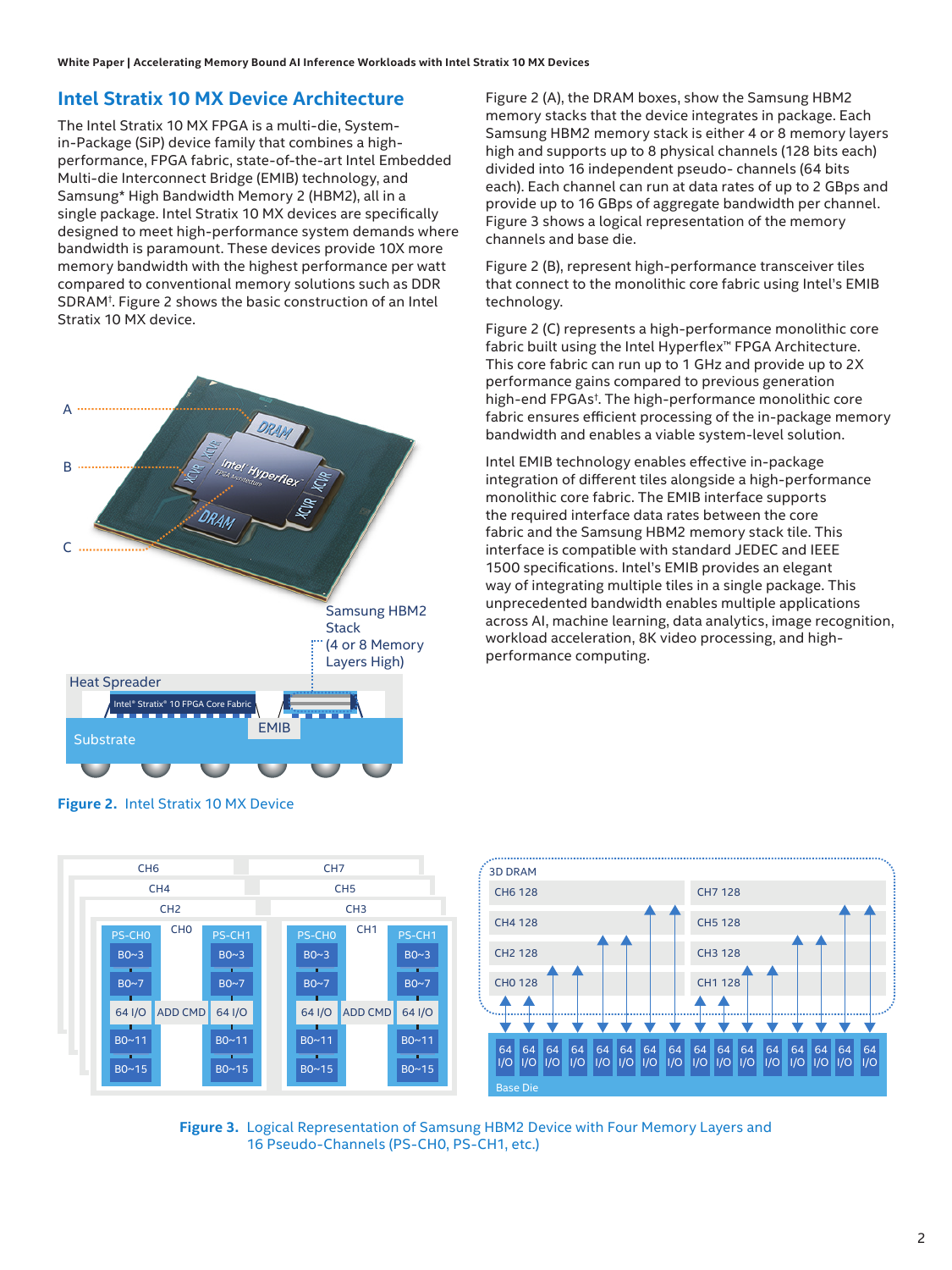## Intel Stratix 10 MX Device Architecture

The Intel Stratix 10 MX FPGA is a multi-die, System-in-Package (SiP) device family that combines a high-performance, FPGA fabric, state-of-the-art Intel Embedded Multi-die Interconnect Bridge (EMIB) technology, and Samsung* High Bandwidth Memory 2 (HBM2), all in a single package. Intel Stratix 10 MX devices are specifically designed to meet high-performance system demands where bandwidth is paramount. These devices provide 10X more memory bandwidth with the highest performance per watt compared to conventional memory solutions such as DDR SDRAM†. Figure 2 shows the basic construction of an Intel Stratix 10 MX device.

**Figure 2.** Intel Stratix 10 MX Device

Figure 2 (A), the DRAM boxes, show the Samsung HBM2 memory stacks that the device integrates in package. Each Samsung HBM2 memory stack is either 4 or 8 memory layers high and supports up to 8 physical channels (128 bits each) divided into 16 independent pseudo- channels (64 bits each). Each channel can run at data rates of up to 2 GBps and provide up to 16 GBps of aggregate bandwidth per channel. Figure 3 shows a logical representation of the memory channels and base die.

Figure 2 (B), represent high-performance transceiver tiles that connect to the monolithic core fabric using Intel's EMIB technology.

Figure 2 (C) represents a high-performance monolithic core fabric built using the Intel Hyperflex™ FPGA Architecture. This core fabric can run up to 1 GHz and provide up to 2X performance gains compared to previous generation high-end FPGAs†. The high-performance monolithic core fabric ensures efficient processing of the in-package memory bandwidth and enables a viable system-level solution.

Intel EMIB technology enables effective in-package integration of different tiles alongside a high-performance monolithic core fabric. The EMIB interface supports the required interface data rates between the core fabric and the Samsung HBM2 memory stack tile. This interface is compatible with standard JEDEC and IEEE 1500 specifications. Intel's EMIB provides an elegant way of integrating multiple tiles in a single package. This unprecedented bandwidth enables multiple applications across AI, machine learning, data analytics, image recognition, workload acceleration, 8K video processing, and high-performance computing.

**Figure 3.** Logical Representation of Samsung HBM2 Device with Four Memory Layers and 16 Pseudo-Channels (PS-CH0, PS-CH1, etc.)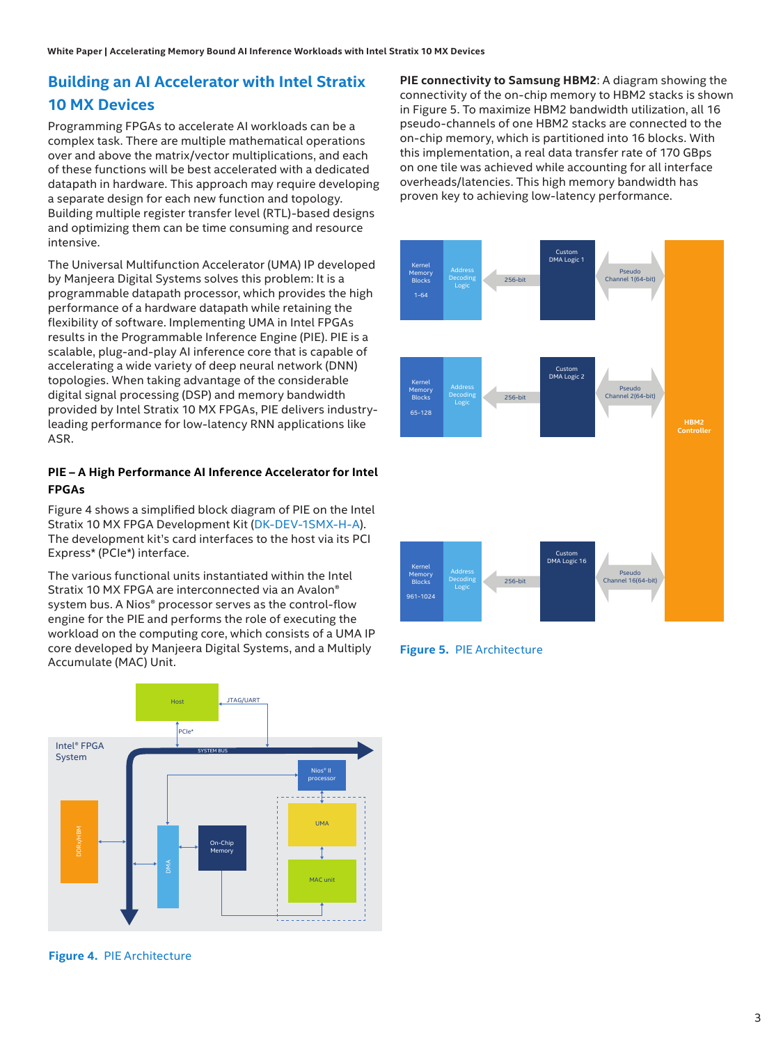## Building an AI Accelerator with Intel Stratix 10 MX Devices

Programming FPGAs to accelerate AI workloads can be a complex task. There are multiple mathematical operations over and above the matrix/vector multiplications, and each of these functions will be best accelerated with a dedicated datapath in hardware. This approach may require developing a separate design for each new function and topology. Building multiple register transfer level (RTL)-based designs and optimizing them can be time consuming and resource intensive.

The Universal Multifunction Accelerator (UMA) IP developed by Manjeera Digital Systems solves this problem: It is a programmable datapath processor, which provides the high performance of a hardware datapath while retaining the flexibility of software. Implementing UMA in Intel FPGAs results in the Programmable Inference Engine (PIE). PIE is a scalable, plug-and-play AI inference core that is capable of accelerating a wide variety of deep neural network (DNN) topologies. When taking advantage of the considerable digital signal processing (DSP) and memory bandwidth provided by Intel Stratix 10 MX FPGAs, PIE delivers industry-leading performance for low-latency RNN applications like ASR.

### PIE – A High Performance AI Inference Accelerator for Intel FPGAs

Figure 4 shows a simplified block diagram of PIE on the Intel Stratix 10 MX FPGA Development Kit (DK-DEV-1SMX-H-A). The development kit's card interfaces to the host via its PCI Express* (PCIe*) interface.

The various functional units instantiated within the Intel Stratix 10 MX FPGA are interconnected via an Avalon® system bus. A Nios® processor serves as the control-flow engine for the PIE and performs the role of executing the workload on the computing core, which consists of a UMA IP core developed by Manjeera Digital Systems, and a Multiply Accumulate (MAC) Unit.

**Figure 4.** PIE Architecture

**PIE connectivity to Samsung HBM2**: A diagram showing the connectivity of the on-chip memory to HBM2 stacks is shown in Figure 5. To maximize HBM2 bandwidth utilization, all 16 pseudo-channels of one HBM2 stacks are connected to the on-chip memory, which is partitioned into 16 blocks. With this implementation, a real data transfer rate of 170 GBps on one tile was achieved while accounting for all interface overheads/latencies. This high memory bandwidth has proven key to achieving low-latency performance.

**Figure 5.** PIE Architecture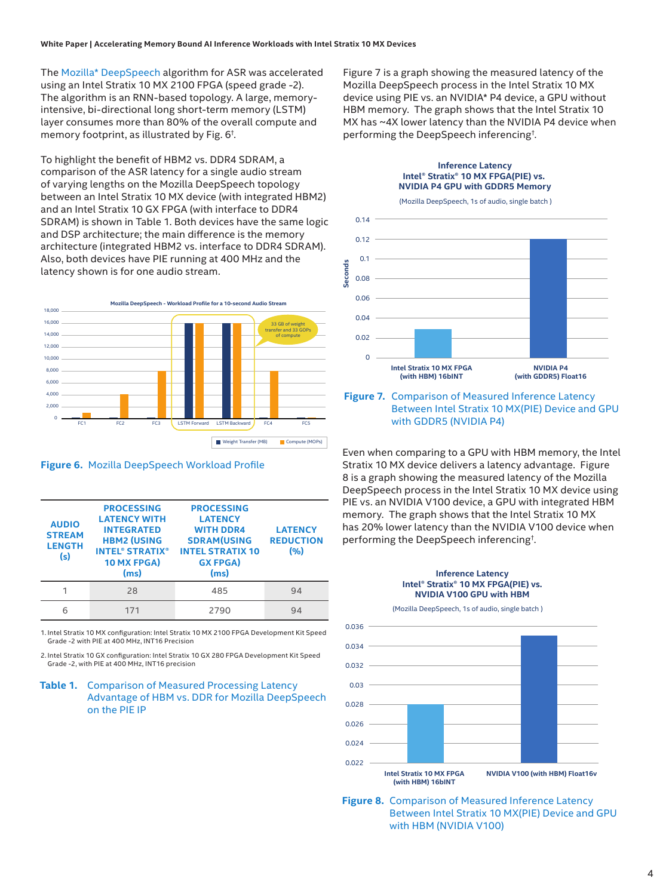The Mozilla* DeepSpeech algorithm for ASR was accelerated using an Intel Stratix 10 MX 2100 FPGA (speed grade -2). The algorithm is an RNN-based topology. A large, memory-intensive, bi-directional long short-term memory (LSTM) layer consumes more than 80% of the overall compute and memory footprint, as illustrated by Fig. 6†.

To highlight the benefit of HBM2 vs. DDR4 SDRAM, a comparison of the ASR latency for a single audio stream of varying lengths on the Mozilla DeepSpeech topology between an Intel Stratix 10 MX device (with integrated HBM2) and an Intel Stratix 10 GX FPGA (with interface to DDR4 SDRAM) is shown in Table 1. Both devices have the same logic and DSP architecture; the main difference is the memory architecture (integrated HBM2 vs. interface to DDR4 SDRAM). Also, both devices have PIE running at 400 MHz and the latency shown is for one audio stream.

**Figure 6.** Mozilla DeepSpeech Workload Profile

| AUDIO STREAM LENGTH (s) | PROCESSING LATENCY WITH INTEGRATED HBM2 (USING INTEL® STRATIX® 10 MX FPGA) (ms) | PROCESSING LATENCY WITH DDR4 SDRAM(USING INTEL STRATIX 10 GX FPGA) (ms) | LATENCY REDUCTION (%) |
|---|---|---|---|
| 1 | 28 | 485 | 94 |
| 6 | 171 | 2790 | 94 |

1. Intel Stratix 10 MX configuration: Intel Stratix 10 MX 2100 FPGA Development Kit Speed Grade -2 with PIE at 400 MHz, INT16 Precision

2. Intel Stratix 10 GX configuration: Intel Stratix 10 GX 280 FPGA Development Kit Speed Grade -2, with PIE at 400 MHz, INT16 precision

**Table 1.** Comparison of Measured Processing Latency Advantage of HBM vs. DDR for Mozilla DeepSpeech on the PIE IP

Figure 7 is a graph showing the measured latency of the Mozilla DeepSpeech process in the Intel Stratix 10 MX device using PIE vs. an NVIDIA* P4 device, a GPU without HBM memory. The graph shows that the Intel Stratix 10 MX has ~4X lower latency than the NVIDIA P4 device when performing the DeepSpeech inferencing†.

**Figure 7.** Comparison of Measured Inference Latency Between Intel Stratix 10 MX(PIE) Device and GPU with GDDR5 (NVIDIA P4)

Even when comparing to a GPU with HBM memory, the Intel Stratix 10 MX device delivers a latency advantage. Figure 8 is a graph showing the measured latency of the Mozilla DeepSpeech process in the Intel Stratix 10 MX device using PIE vs. an NVIDIA V100 device, a GPU with integrated HBM memory. The graph shows that the Intel Stratix 10 MX has 20% lower latency than the NVIDIA V100 device when performing the DeepSpeech inferencing†.

**Figure 8.** Comparison of Measured Inference Latency Between Intel Stratix 10 MX(PIE) Device and GPU with HBM (NVIDIA V100)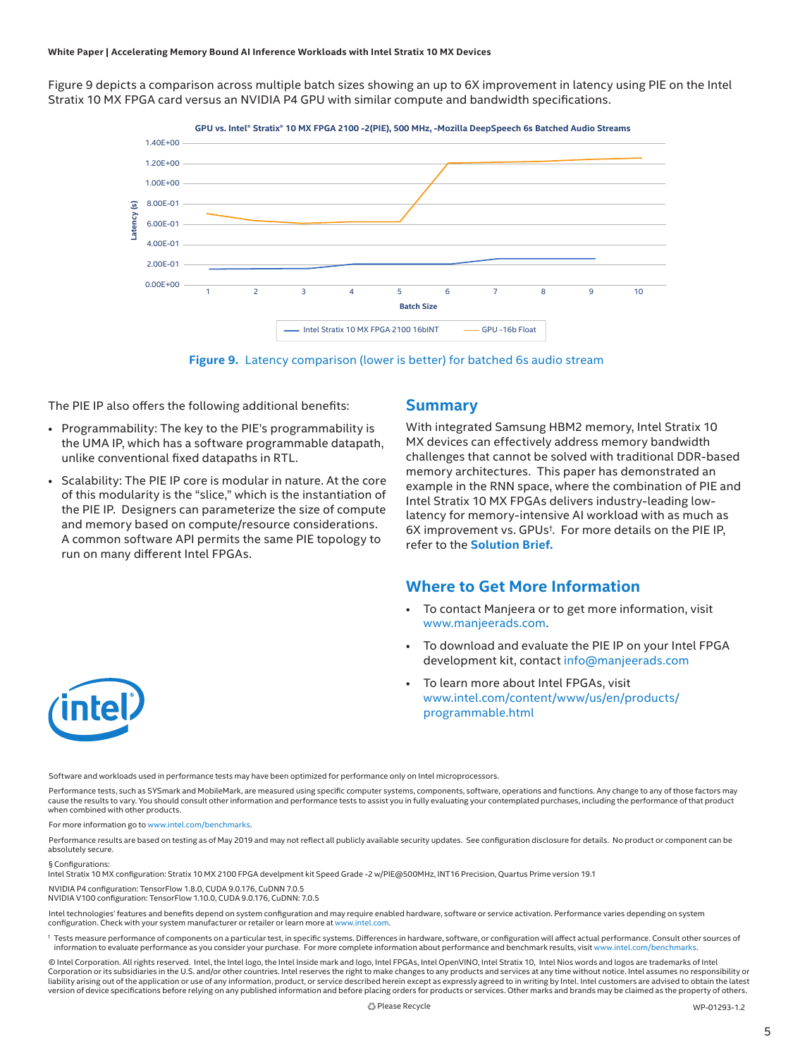Figure 9 depicts a comparison across multiple batch sizes showing an up to 6X improvement in latency using PIE on the Intel Stratix 10 MX FPGA card versus an NVIDIA P4 GPU with similar compute and bandwidth specifications.

GPU vs. Intel® Stratix® 10 MX FPGA 2100 -2(PIE), 500 MHz, -Mozilla DeepSpeech 6s Batched Audio Streams

Latency (s)

1.40E+00
1.20E+00
1.00E+00
8.00E-01
6.00E-01
4.00E-01
2.00E-01
0.00E+00

1 2 3 4 5 6 7 8 9 10

Batch Size

Intel Stratix 10 MX FPGA 2100 16bINT
GPU -16b Float

**Figure 9.** Latency comparison (lower is better) for batched 6s audio stream

The PIE IP also offers the following additional benefits:

- Programmability: The key to the PIE's programmability is the UMA IP, which has a software programmable datapath, unlike conventional fixed datapaths in RTL.
- Scalability: The PIE IP core is modular in nature. At the core of this modularity is the "slice," which is the instantiation of the PIE IP. Designers can parameterize the size of compute and memory based on compute/resource considerations. A common software API permits the same PIE topology to run on many different Intel FPGAs.

## Summary

With integrated Samsung HBM2 memory, Intel Stratix 10 MX devices can effectively address memory bandwidth challenges that cannot be solved with traditional DDR-based memory architectures. This paper has demonstrated an example in the RNN space, where the combination of PIE and Intel Stratix 10 MX FPGAs delivers industry-leading low-latency for memory-intensive AI workload with as much as 6X improvement vs. GPUs†. For more details on the PIE IP, refer to the **Solution Brief.**

## Where to Get More Information

- To contact Manjeera or to get more information, visit www.manjeerads.com.
- To download and evaluate the PIE IP on your Intel FPGA development kit, contact info@manjeerads.com
- To learn more about Intel FPGAs, visit www.intel.com/content/www/us/en/products/programmable.html

Software and workloads used in performance tests may have been optimized for performance only on Intel microprocessors.

Performance tests, such as SYSmark and MobileMark, are measured using specific computer systems, components, software, operations and functions. Any change to any of those factors may cause the results to vary. You should consult other information and performance tests to assist you in fully evaluating your contemplated purchases, including the performance of that product when combined with other products.

For more information go to www.intel.com/benchmarks.

Performance results are based on testing as of May 2019 and may not reflect all publicly available security updates. See configuration disclosure for details. No product or component can be absolutely secure.

§ Configurations:
Intel Stratix 10 MX configuration: Stratix 10 MX 2100 FPGA develpment kit Speed Grade -2 w/PIE@500MHz, INT16 Precision, Quartus Prime version 19.1

NVIDIA P4 configuration: TensorFlow 1.8.0, CUDA 9.0.176, CuDNN 7.0.5
NVIDIA V100 configuration: TensorFlow 1.10.0, CUDA 9.0.176, CuDNN: 7.0.5

Intel technologies' features and benefits depend on system configuration and may require enabled hardware, software or service activation. Performance varies depending on system configuration. Check with your system manufacturer or retailer or learn more at www.intel.com.

† Tests measure performance of components on a particular test, in specific systems. Differences in hardware, software, or configuration will affect actual performance. Consult other sources of information to evaluate performance as you consider your purchase. For more complete information about performance and benchmark results, visit www.intel.com/benchmarks.

© Intel Corporation. All rights reserved. Intel, the Intel logo, the Intel Inside mark and logo, Intel FPGAs, Intel OpenVINO, Intel Stratix 10, Intel Nios words and logos are trademarks of Intel Corporation or its subsidiaries in the U.S. and/or other countries. Intel reserves the right to make changes to any products and services at any time without notice. Intel assumes no responsibility or liability arising out of the application or use of any information, product, or service described herein except as expressly agreed to in writing by Intel. Intel customers are advised to obtain the latest version of device specifications before relying on any published information and before placing orders for products or services. Other marks and brands may be claimed as the property of others.

Please Recycle

WP-01293-1.2